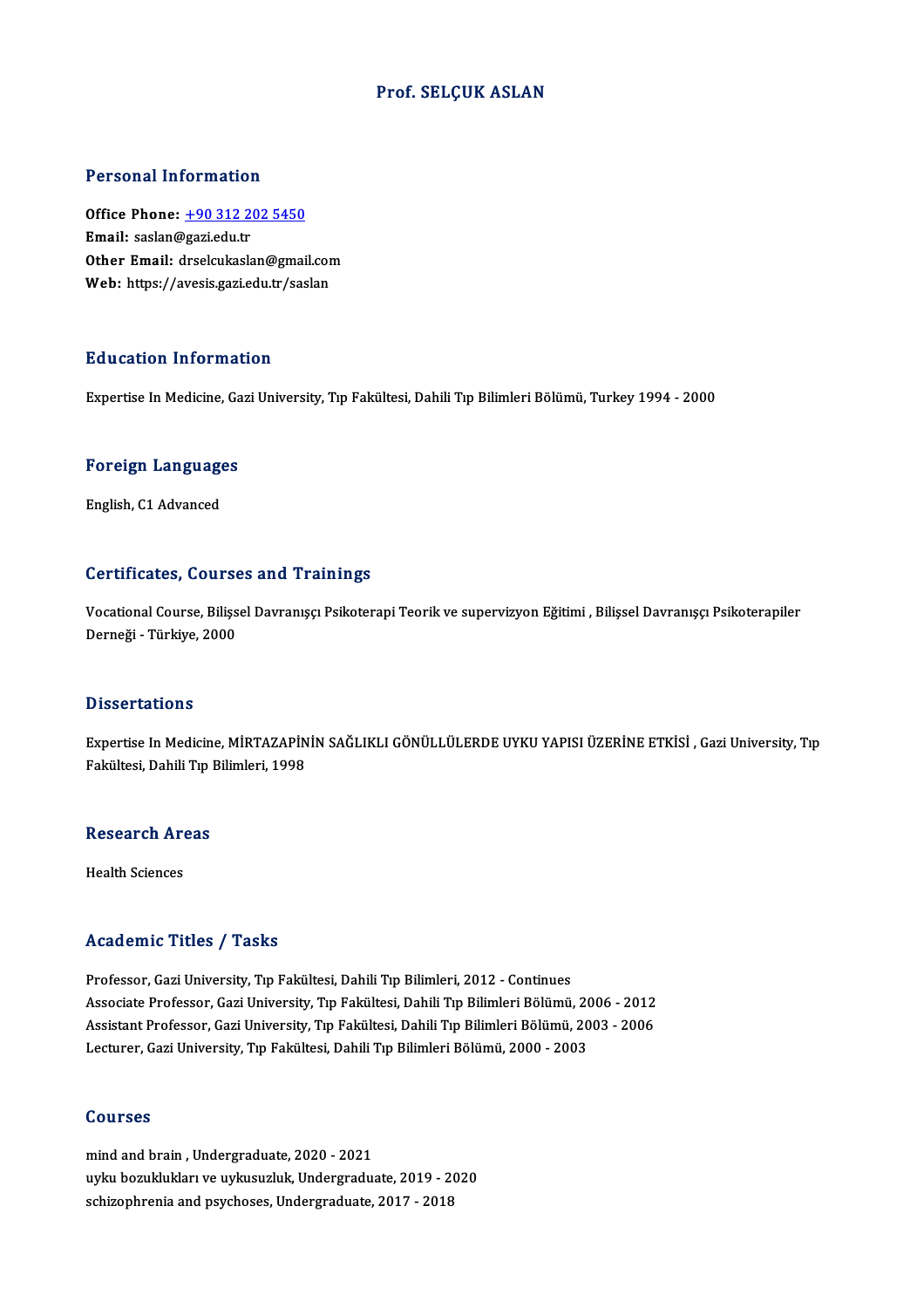# Prof. SELÇUK ASLAN

## Personal Information

**Office Phone:** +90 312 202 5450
**Email:** saslan@gazi.edu.tr
**Other Email:** drselcukaslan@gmail.com
**Web:** https://avesis.gazi.edu.tr/saslan

## Education Information

Expertise In Medicine, Gazi University, Tıp Fakültesi, Dahili Tıp Bilimleri Bölümü, Turkey 1994 - 2000

## Foreign Languages

English, C1 Advanced

## Certificates, Courses and Trainings

Vocational Course, Bilişsel Davranışçı Psikoterapi Teorik ve supervizyon Eğitimi , Bilişsel Davranışçı Psikoterapiler Derneği - Türkiye, 2000

## Dissertations

Expertise In Medicine, MİRTAZAPİNİN SAĞLIKLI GÖNÜLLÜLERDE UYKU YAPISI ÜZERİNE ETKİSİ , Gazi University, Tıp Fakültesi, Dahili Tıp Bilimleri, 1998

## Research Areas

Health Sciences

## Academic Titles / Tasks

Professor, Gazi University, Tıp Fakültesi, Dahili Tıp Bilimleri, 2012 - Continues
Associate Professor, Gazi University, Tıp Fakültesi, Dahili Tıp Bilimleri Bölümü, 2006 - 2012
Assistant Professor, Gazi University, Tıp Fakültesi, Dahili Tıp Bilimleri Bölümü, 2003 - 2006
Lecturer, Gazi University, Tıp Fakültesi, Dahili Tıp Bilimleri Bölümü, 2000 - 2003

## Courses

mind and brain , Undergraduate, 2020 - 2021
uyku bozuklukları ve uykusuzluk, Undergraduate, 2019 - 2020
schizophrenia and psychoses, Undergraduate, 2017 - 2018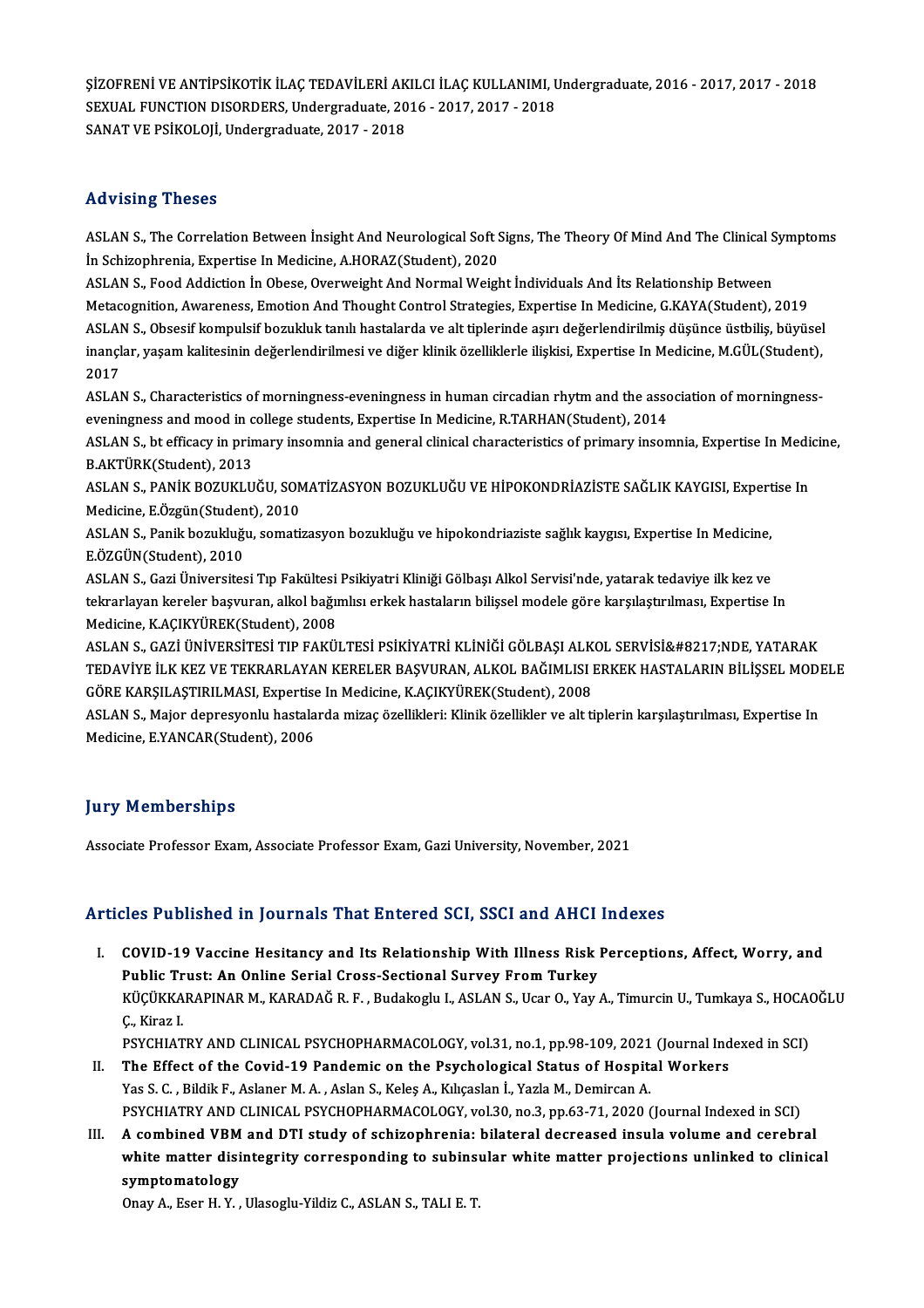ŞİZOFRENİ VE ANTİPSİKOTİK İLAÇ TEDAVİLERİ AKILCI İLAÇ KULLANIMI, Undergraduate, 2016 - 2017, 2017 - 2018
SEXUAL FUNCTION DISORDERS, Undergraduate, 2016 - 2017, 2017 - 2018
SANAT VE PSİKOLOJİ, Undergraduate, 2017 - 2018

## Advising Theses

ASLAN S., The Correlation Between İnsight And Neurological Soft Signs, The Theory Of Mind And The Clinical Symptoms İn Schizophrenia, Expertise In Medicine, A.HORAZ(Student), 2020
ASLAN S., Food Addiction İn Obese, Overweight And Normal Weight İndividuals And İts Relationship Between Metacognition, Awareness, Emotion And Thought Control Strategies, Expertise In Medicine, G.KAYA(Student), 2019
ASLAN S., Obsesif kompulsif bozukluk tanılı hastalarda ve alt tiplerinde aşırı değerlendirilmiş düşünce üstbiliş, büyüsel inançlar, yaşam kalitesinin değerlendirilmesi ve diğer klinik özelliklerle ilişkisi, Expertise In Medicine, M.GÜL(Student), 2017
ASLAN S., Characteristics of morningness-eveningness in human circadian rhytm and the association of morningness-eveningness and mood in college students, Expertise In Medicine, R.TARHAN(Student), 2014
ASLAN S., bt efficacy in primary insomnia and general clinical characteristics of primary insomnia, Expertise In Medicine, B.AKTÜRK(Student), 2013
ASLAN S., PANİK BOZUKLUĞU, SOMATİZASYON BOZUKLUĞU VE HİPOKONDRİAZİSTE SAĞLIK KAYGISI, Expertise In Medicine, E.Özgün(Student), 2010
ASLAN S., Panik bozukluğu, somatizasyon bozukluğu ve hipokondriaziste sağlık kaygısı, Expertise In Medicine, E.ÖZGÜN(Student), 2010
ASLAN S., Gazi Üniversitesi Tıp Fakültesi Psikiyatri Kliniği Gölbaşı Alkol Servisi'nde, yatarak tedaviye ilk kez ve tekrarlayan kereler başvuran, alkol bağımlısı erkek hastaların bilişsel modele göre karşılaştırılması, Expertise In Medicine, K.AÇIKYÜREK(Student), 2008
ASLAN S., GAZİ ÜNİVERSİTESİ TIP FAKÜLTESİ PSİKİYATRİ KLİNİĞİ GÖLBAŞI ALKOL SERVİSİ&#8217;NDE, YATARAK TEDAVİYE İLK KEZ VE TEKRARLAYAN KERELER BAŞVURAN, ALKOL BAĞIMLISI ERKEK HASTALARIN BİLİŞSEL MODELE GÖRE KARŞILAŞTIRILMASI, Expertise In Medicine, K.AÇIKYÜREK(Student), 2008
ASLAN S., Major depresyonlu hastalarda mizaç özellikleri: Klinik özellikler ve alt tiplerin karşılaştırılması, Expertise In Medicine, E.YANCAR(Student), 2006

## Jury Memberships

Associate Professor Exam, Associate Professor Exam, Gazi University, November, 2021

## Articles Published in Journals That Entered SCI, SSCI and AHCI Indexes

I. **COVID-19 Vaccine Hesitancy and Its Relationship With Illness Risk Perceptions, Affect, Worry, and Public Trust: An Online Serial Cross-Sectional Survey From Turkey**
KÜÇÜKKARAPINAR M., KARADAĞ R. F. , Budakoglu I., ASLAN S., Ucar O., Yay A., Timurcin U., Tumkaya S., HOCAOĞLU Ç., Kiraz I.
PSYCHIATRY AND CLINICAL PSYCHOPHARMACOLOGY, vol.31, no.1, pp.98-109, 2021 (Journal Indexed in SCI)
II. **The Effect of the Covid-19 Pandemic on the Psychological Status of Hospital Workers**
Yas S. C. , Bildik F., Aslaner M. A. , Aslan S., Keleş A., Kılıçaslan İ., Yazla M., Demircan A.
PSYCHIATRY AND CLINICAL PSYCHOPHARMACOLOGY, vol.30, no.3, pp.63-71, 2020 (Journal Indexed in SCI)
III. **A combined VBM and DTI study of schizophrenia: bilateral decreased insula volume and cerebral white matter disintegrity corresponding to subinsular white matter projections unlinked to clinical symptomatology**
Onay A., Eser H. Y. , Ulasoglu-Yildiz C., ASLAN S., TALI E. T.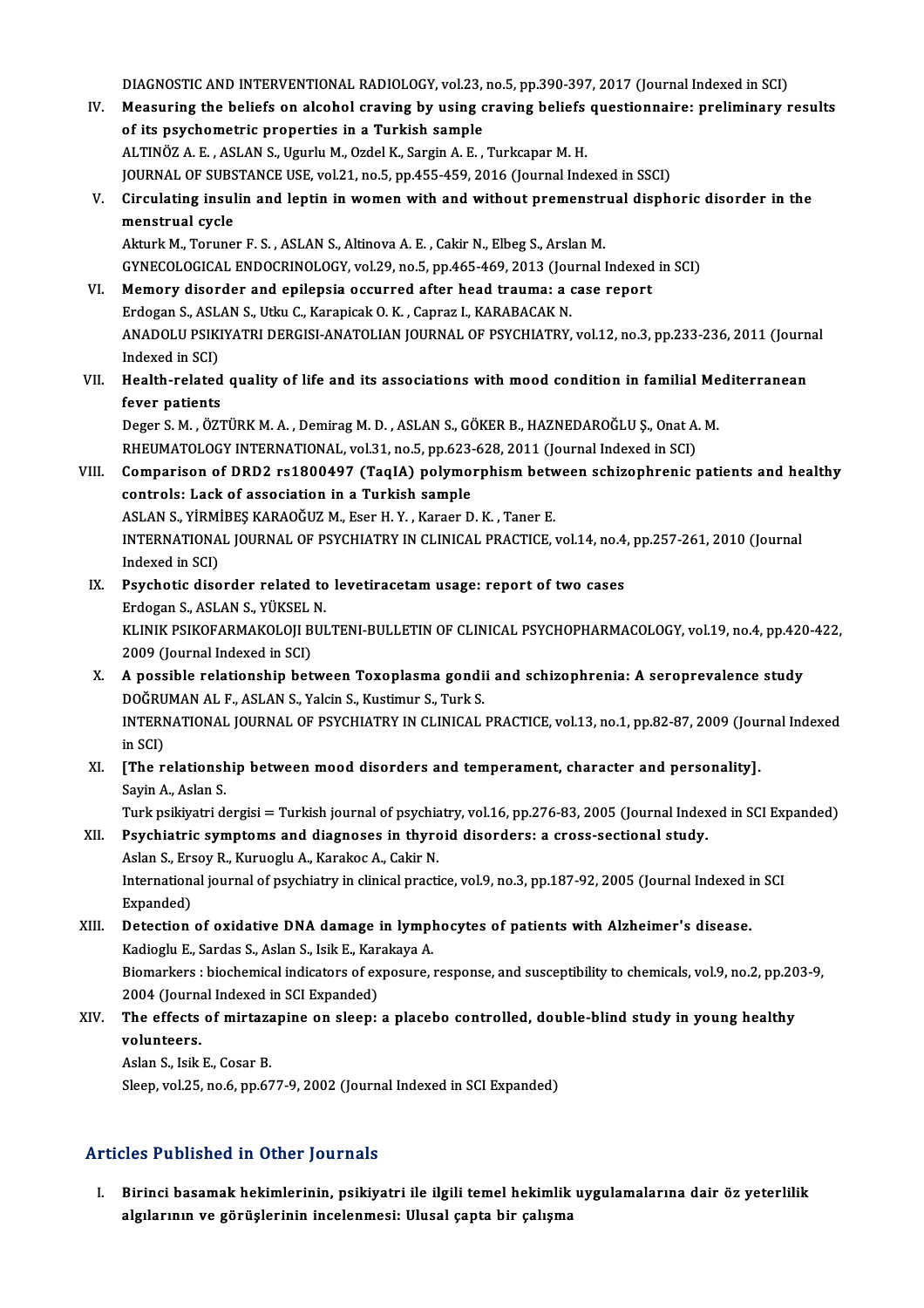DIAGNOSTIC AND INTERVENTIONAL RADIOLOGY, vol.23, no.5, pp.390-397, 2017 (Journal Indexed in SCI)

IV. **Measuring the beliefs on alcohol craving by using craving beliefs questionnaire: preliminary results of its psychometric properties in a Turkish sample**
ALTINÖZ A. E. , ASLAN S., Ugurlu M., Ozdel K., Sargin A. E. , Turkcapar M. H.
JOURNAL OF SUBSTANCE USE, vol.21, no.5, pp.455-459, 2016 (Journal Indexed in SSCI)

V. **Circulating insulin and leptin in women with and without premenstrual disphoric disorder in the menstrual cycle**
Akturk M., Toruner F. S. , ASLAN S., Altinova A. E. , Cakir N., Elbeg S., Arslan M.
GYNECOLOGICAL ENDOCRINOLOGY, vol.29, no.5, pp.465-469, 2013 (Journal Indexed in SCI)

VI. **Memory disorder and epilepsia occurred after head trauma: a case report**
Erdogan S., ASLAN S., Utku C., Karapicak O. K. , Capraz I., KARABACAK N.
ANADOLU PSIKIYATRI DERGISI-ANATOLIAN JOURNAL OF PSYCHIATRY, vol.12, no.3, pp.233-236, 2011 (Journal Indexed in SCI)

VII. **Health-related quality of life and its associations with mood condition in familial Mediterranean fever patients**
Deger S. M. , ÖZTÜRK M. A. , Demirag M. D. , ASLAN S., GÖKER B., HAZNEDAROĞLU Ş., Onat A. M.
RHEUMATOLOGY INTERNATIONAL, vol.31, no.5, pp.623-628, 2011 (Journal Indexed in SCI)

VIII. **Comparison of DRD2 rs1800497 (TaqIA) polymorphism between schizophrenic patients and healthy controls: Lack of association in a Turkish sample**
ASLAN S., YİRMİBEŞ KARAOĞUZ M., Eser H. Y. , Karaer D. K. , Taner E.
INTERNATIONAL JOURNAL OF PSYCHIATRY IN CLINICAL PRACTICE, vol.14, no.4, pp.257-261, 2010 (Journal Indexed in SCI)

IX. **Psychotic disorder related to levetiracetam usage: report of two cases**
Erdogan S., ASLAN S., YÜKSEL N.
KLINIK PSIKOFARMAKOLOJI BULTENI-BULLETIN OF CLINICAL PSYCHOPHARMACOLOGY, vol.19, no.4, pp.420-422, 2009 (Journal Indexed in SCI)

X. **A possible relationship between Toxoplasma gondii and schizophrenia: A seroprevalence study**
DOĞRUMAN AL F., ASLAN S., Yalcin S., Kustimur S., Turk S.
INTERNATIONAL JOURNAL OF PSYCHIATRY IN CLINICAL PRACTICE, vol.13, no.1, pp.82-87, 2009 (Journal Indexed in SCI)

XI. **[The relationship between mood disorders and temperament, character and personality].**
Sayin A., Aslan S.
Turk psikiyatri dergisi = Turkish journal of psychiatry, vol.16, pp.276-83, 2005 (Journal Indexed in SCI Expanded)

XII. **Psychiatric symptoms and diagnoses in thyroid disorders: a cross-sectional study.**
Aslan S., Ersoy R., Kuruoglu A., Karakoc A., Cakir N.
International journal of psychiatry in clinical practice, vol.9, no.3, pp.187-92, 2005 (Journal Indexed in SCI Expanded)

XIII. **Detection of oxidative DNA damage in lymphocytes of patients with Alzheimer's disease.**
Kadioglu E., Sardas S., Aslan S., Isik E., Karakaya A.
Biomarkers : biochemical indicators of exposure, response, and susceptibility to chemicals, vol.9, no.2, pp.203-9, 2004 (Journal Indexed in SCI Expanded)

XIV. **The effects of mirtazapine on sleep: a placebo controlled, double-blind study in young healthy volunteers.**
Aslan S., Isik E., Cosar B.
Sleep, vol.25, no.6, pp.677-9, 2002 (Journal Indexed in SCI Expanded)

## Articles Published in Other Journals

I. **Birinci basamak hekimlerinin, psikiyatri ile ilgili temel hekimlik uygulamalarına dair öz yeterlilik algılarının ve görüşlerinin incelenmesi: Ulusal çapta bir çalışma**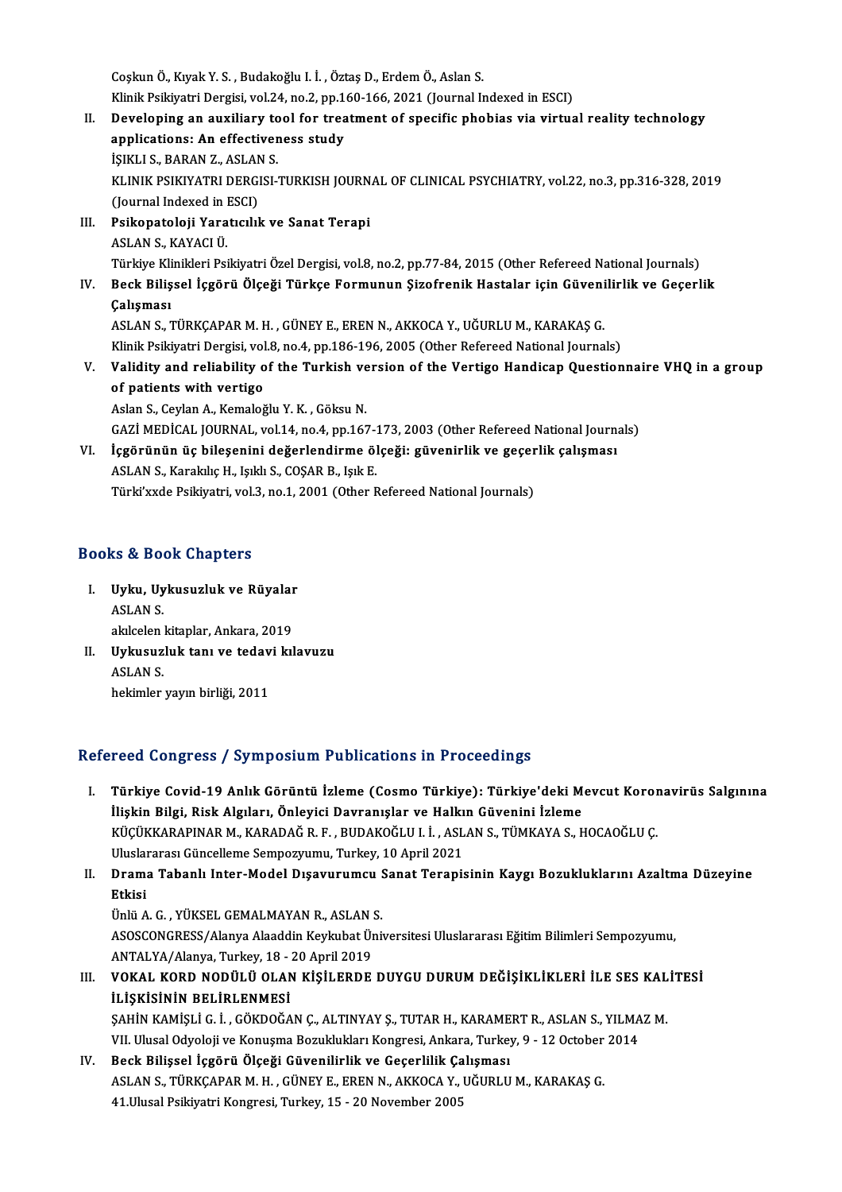Coşkun Ö., Kıyak Y. S. , Budakoğlu I. İ. , Öztaş D., Erdem Ö., Aslan S.
Klinik Psikiyatri Dergisi, vol.24, no.2, pp.160-166, 2021 (Journal Indexed in ESCI)

II. **Developing an auxiliary tool for treatment of specific phobias via virtual reality technology applications: An effectiveness study**
İŞIKLI S., BARAN Z., ASLAN S.
KLINIK PSIKIYATRI DERGISI-TURKISH JOURNAL OF CLINICAL PSYCHIATRY, vol.22, no.3, pp.316-328, 2019 (Journal Indexed in ESCI)

III. **Psikopatoloji Yaratıcılık ve Sanat Terapi**
ASLAN S., KAYACI Ü.
Türkiye Klinikleri Psikiyatri Özel Dergisi, vol.8, no.2, pp.77-84, 2015 (Other Refereed National Journals)

IV. **Beck Bilişsel İçgörü Ölçeği Türkçe Formunun Şizofrenik Hastalar için Güvenilirlik ve Geçerlik Çalışması**
ASLAN S., TÜRKÇAPAR M. H. , GÜNEY E., EREN N., AKKOCA Y., UĞURLU M., KARAKAŞ G.
Klinik Psikiyatri Dergisi, vol.8, no.4, pp.186-196, 2005 (Other Refereed National Journals)

V. **Validity and reliability of the Turkish version of the Vertigo Handicap Questionnaire VHQ in a group of patients with vertigo**
Aslan S., Ceylan A., Kemaloğlu Y. K. , Göksu N.
GAZİ MEDİCAL JOURNAL, vol.14, no.4, pp.167-173, 2003 (Other Refereed National Journals)

VI. **İçgörünün üç bileşenini değerlendirme ölçeği: güvenirlik ve geçerlik çalışması**
ASLAN S., Karakılıç H., Işıklı S., COŞAR B., Işık E.
Türki'xxde Psikiyatri, vol.3, no.1, 2001 (Other Refereed National Journals)

## Books & Book Chapters

I. **Uyku, Uykusuzluk ve Rüyalar**
ASLAN S.
akılcelen kitaplar, Ankara, 2019

II. **Uykusuzluk tanı ve tedavi kılavuzu**
ASLAN S.
hekimler yayın birliği, 2011

## Refereed Congress / Symposium Publications in Proceedings

I. **Türkiye Covid-19 Anlık Görüntü İzleme (Cosmo Türkiye): Türkiye'deki Mevcut Koronavirüs Salgınına İlişkin Bilgi, Risk Algıları, Önleyici Davranışlar ve Halkın Güvenini İzleme**
KÜÇÜKKARAPINAR M., KARADAĞ R. F. , BUDAKOĞLU I. İ. , ASLAN S., TÜMKAYA S., HOCAOĞLU Ç.
Uluslararası Güncelleme Sempozyumu, Turkey, 10 April 2021

II. **Drama Tabanlı Inter-Model Dışavurumcu Sanat Terapisinin Kaygı Bozukluklarını Azaltma Düzeyine Etkisi**
Ünlü A. G. , YÜKSEL GEMALMAYAN R., ASLAN S.
ASOSCONGRESS/Alanya Alaaddin Keykubat Üniversitesi Uluslararası Eğitim Bilimleri Sempozyumu, ANTALYA/Alanya, Turkey, 18 - 20 April 2019

III. **VOKAL KORD NODÜLÜ OLAN KİŞİLERDE DUYGU DURUM DEĞİŞİKLİKLERİ İLE SES KALİTESİ İLİŞKİSİNİN BELİRLENMESİ**
ŞAHİN KAMİŞLİ G. İ. , GÖKDOĞAN Ç., ALTINYAY Ş., TUTAR H., KARAMERT R., ASLAN S., YILMAZ M.
VII. Ulusal Odyoloji ve Konuşma Bozuklukları Kongresi, Ankara, Turkey, 9 - 12 October 2014

IV. **Beck Bilişsel İçgörü Ölçeği Güvenilirlik ve Geçerlilik Çalışması**
ASLAN S., TÜRKÇAPAR M. H. , GÜNEY E., EREN N., AKKOCA Y., UĞURLU M., KARAKAŞ G.
41.Ulusal Psikiyatri Kongresi, Turkey, 15 - 20 November 2005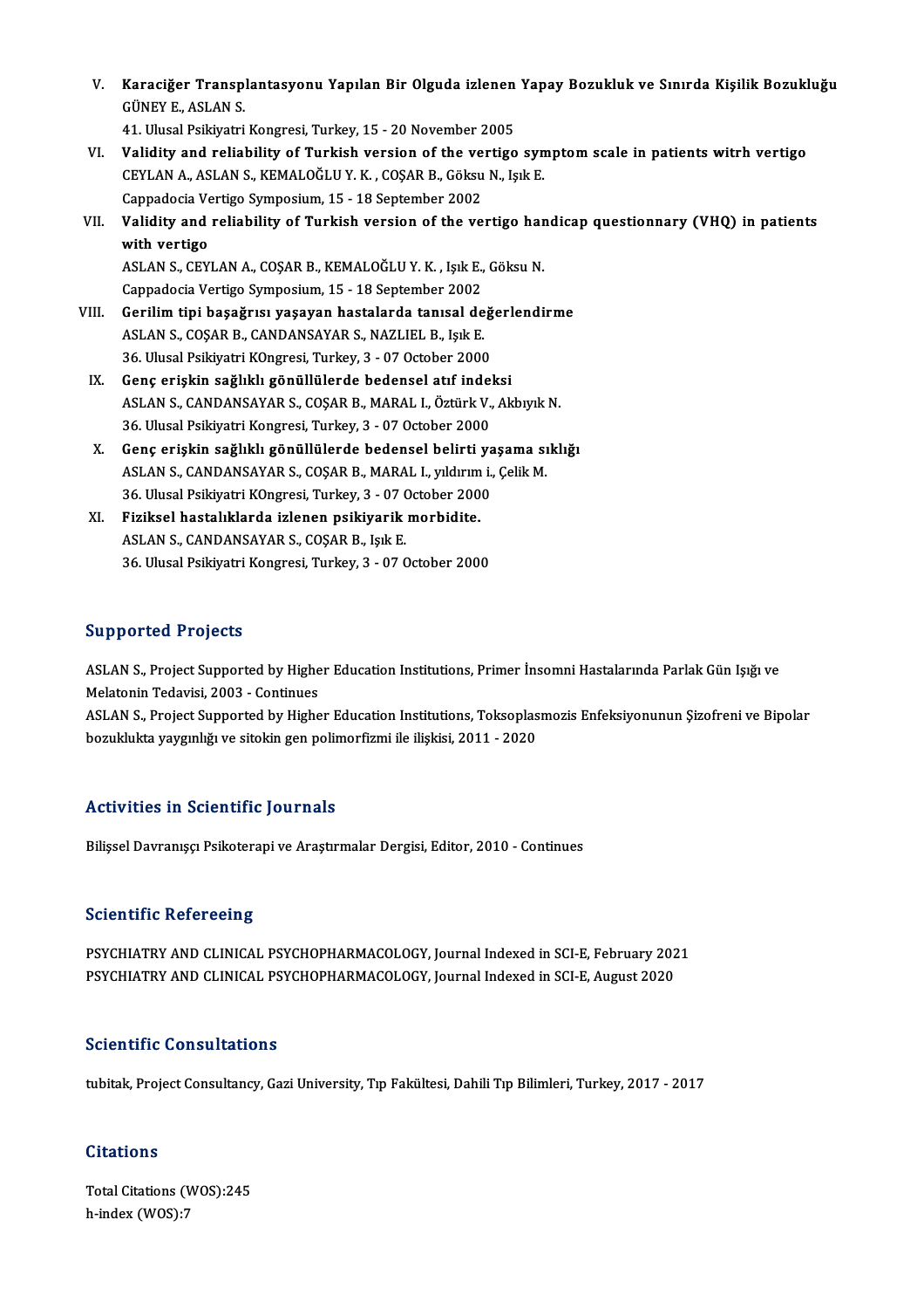V. **Karaciğer Transplantasyonu Yapılan Bir Olguda izlenen Yapay Bozukluk ve Sınırda Kişilik Bozukluğu**
GÜNEY E., ASLAN S.
41. Ulusal Psikiyatri Kongresi, Turkey, 15 - 20 November 2005

VI. **Validity and reliability of Turkish version of the vertigo symptom scale in patients witrh vertigo**
CEYLAN A., ASLAN S., KEMALOĞLU Y. K. , COŞAR B., Göksu N., Işık E.
Cappadocia Vertigo Symposium, 15 - 18 September 2002

VII. **Validity and reliability of Turkish version of the vertigo handicap questionnary (VHQ) in patients with vertigo**
ASLAN S., CEYLAN A., COŞAR B., KEMALOĞLU Y. K. , Işık E., Göksu N.
Cappadocia Vertigo Symposium, 15 - 18 September 2002

VIII. **Gerilim tipi başağrısı yaşayan hastalarda tanısal değerlendirme**
ASLAN S., COŞAR B., CANDANSAYAR S., NAZLIEL B., Işık E.
36. Ulusal Psikiyatri KOngresi, Turkey, 3 - 07 October 2000

IX. **Genç erişkin sağlıklı gönüllülerde bedensel atıf indeksi**
ASLAN S., CANDANSAYAR S., COŞAR B., MARAL I., Öztürk V., Akbıyık N.
36. Ulusal Psikiyatri Kongresi, Turkey, 3 - 07 October 2000

X. **Genç erişkin sağlıklı gönüllülerde bedensel belirti yaşama sıklığı**
ASLAN S., CANDANSAYAR S., COŞAR B., MARAL I., yıldırım i., Çelik M.
36. Ulusal Psikiyatri KOngresi, Turkey, 3 - 07 October 2000

XI. **Fiziksel hastalıklarda izlenen psikiyarik morbidite.**
ASLAN S., CANDANSAYAR S., COŞAR B., Işık E.
36. Ulusal Psikiyatri Kongresi, Turkey, 3 - 07 October 2000

## Supported Projects

ASLAN S., Project Supported by Higher Education Institutions, Primer İnsomni Hastalarında Parlak Gün Işığı ve Melatonin Tedavisi, 2003 - Continues

ASLAN S., Project Supported by Higher Education Institutions, Toksoplasmozis Enfeksiyonunun Şizofreni ve Bipolar bozuklukta yaygınlığı ve sitokin gen polimorfizmi ile ilişkisi, 2011 - 2020

## Activities in Scientific Journals

Bilişsel Davranışçı Psikoterapi ve Araştırmalar Dergisi, Editor, 2010 - Continues

## Scientific Refereeing

PSYCHIATRY AND CLINICAL PSYCHOPHARMACOLOGY, Journal Indexed in SCI-E, February 2021
PSYCHIATRY AND CLINICAL PSYCHOPHARMACOLOGY, Journal Indexed in SCI-E, August 2020

## Scientific Consultations

tubitak, Project Consultancy, Gazi University, Tıp Fakültesi, Dahili Tıp Bilimleri, Turkey, 2017 - 2017

## Citations

Total Citations (WOS):245
h-index (WOS):7